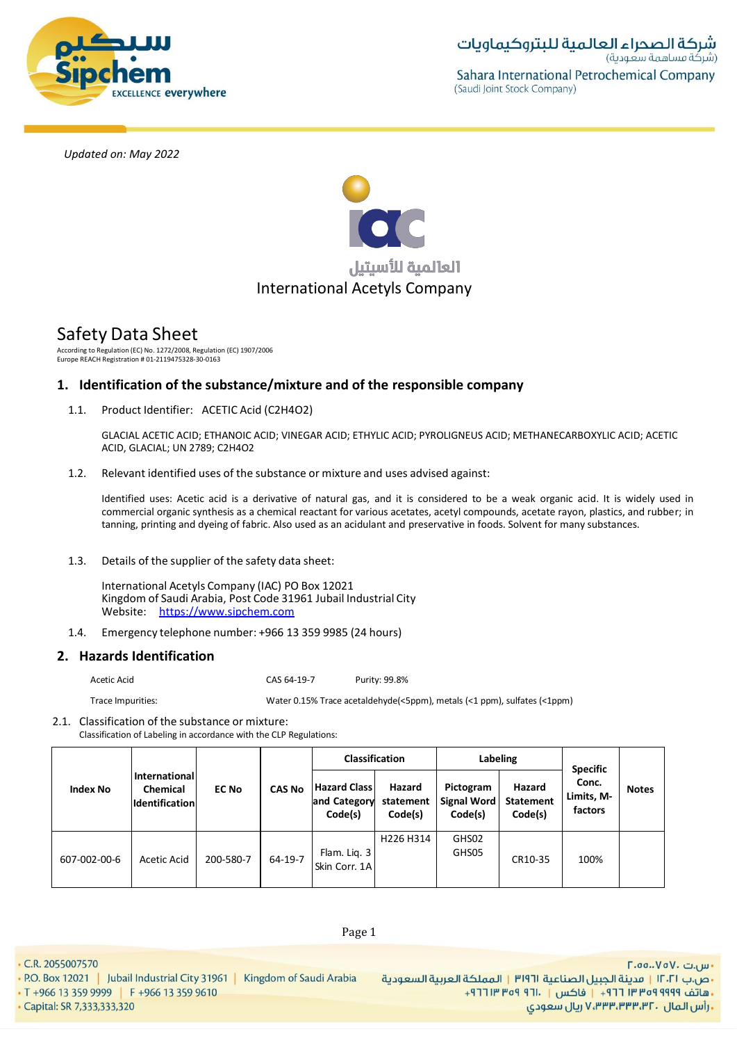Updated on: May 2022

العالمية للأسيتيل
International Acetyls Company

# Safety Data Sheet

According to Regulation (EC) No. 1272/2008, Regulation (EC) 1907/2006
Europe REACH Registration # 01-2119475328-30-0163

## 1. Identification of the substance/mixture and of the responsible company

1.1. Product Identifier: ACETIC Acid ($C_2H_4O_2$)

GLACIAL ACETIC ACID; ETHANOIC ACID; VINEGAR ACID; ETHYLIC ACID; PYROLIGNEUS ACID; METHANECARBOXYLIC ACID; ACETIC ACID, GLACIAL; UN 2789; $C_2H_4O_2$

1.2. Relevant identified uses of the substance or mixture and uses advised against:

Identified uses: Acetic acid is a derivative of natural gas, and it is considered to be a weak organic acid. It is widely used in commercial organic synthesis as a chemical reactant for various acetates, acetyl compounds, acetate rayon, plastics, and rubber; in tanning, printing and dyeing of fabric. Also used as an acidulant and preservative in foods. Solvent for many substances.

1.3. Details of the supplier of the safety data sheet:

International Acetyls Company (IAC) PO Box 12021
Kingdom of Saudi Arabia, Post Code 31961 Jubail Industrial City
Website: https://www.sipchem.com

1.4. Emergency telephone number: +966 13 359 9985 (24 hours)

## 2. Hazards Identification

| Acetic Acid | CAS 64-19-7 | Purity: 99.8% |
|---|---|---|
| Trace Impurities: | Water 0.15% Trace acetaldehyde(<5ppm), metals (<1 ppm), sulfates (<1ppm) | |

2.1. Classification of the substance or mixture:
Classification of Labeling in accordance with the CLP Regulations:

| Index No | International Chemical Identification | EC No | CAS No | Classification | | Labeling | | Specific Conc. Limits, M-factors | Notes |
|---|---|---|---|---|---|---|---|---|---|
| | | | | Hazard Class and Category Code(s) | Hazard statement Code(s) | Pictogram Signal Word Code(s) | Hazard Statement Code(s) | | |
| 607-002-00-6 | Acetic Acid | 200-580-7 | 64-19-7 | Flam. Liq. 3 Skin Corr. 1A | H226 H314 | GHS02 GHS05 | CR10-35 | 100% | |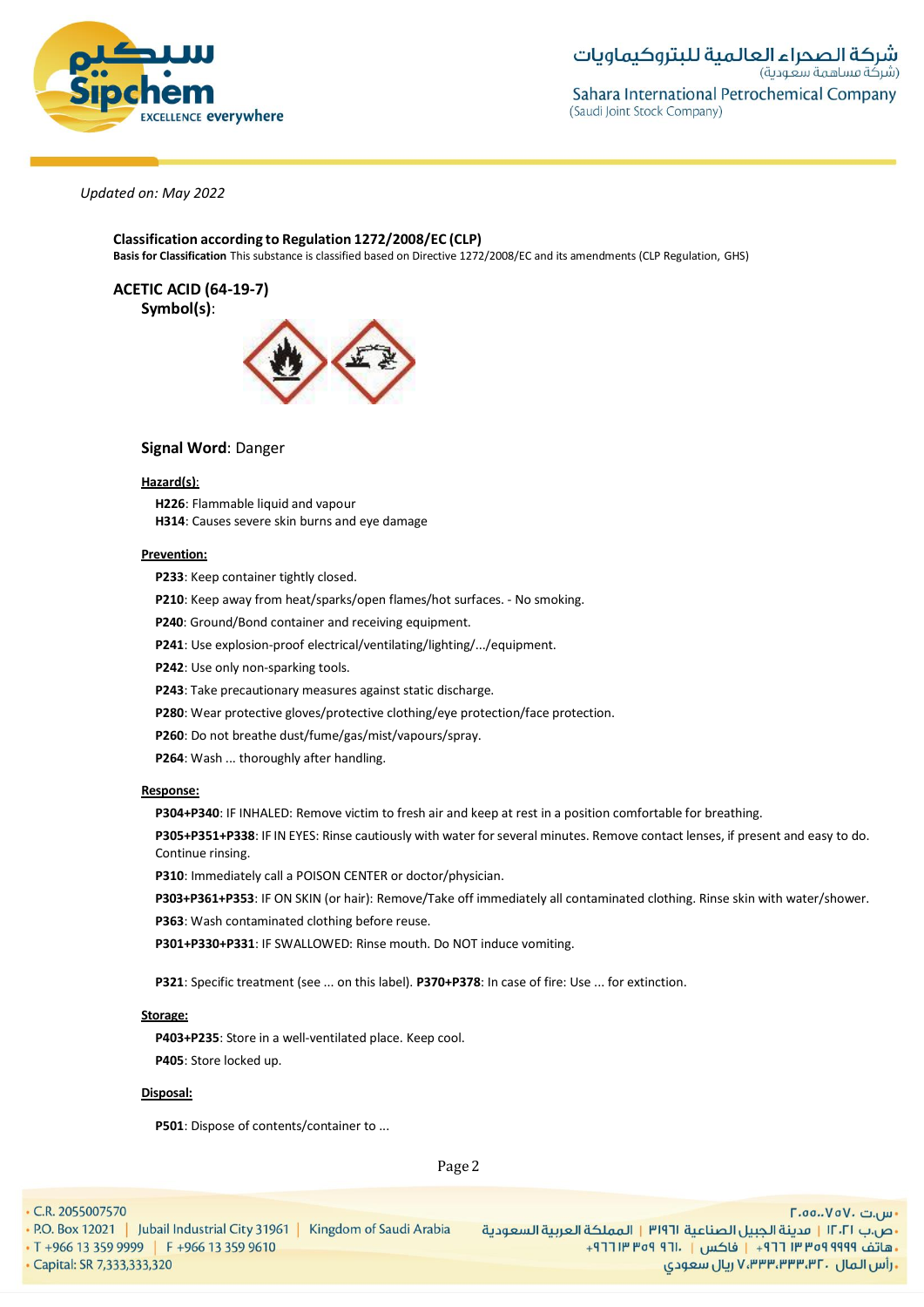*Updated on: May 2022*

**Classification according to Regulation 1272/2008/EC (CLP)**
**Basis for Classification** This substance is classified based on Directive 1272/2008/EC and its amendments (CLP Regulation, GHS)

**ACETIC ACID (64-19-7)**

**Symbol(s)**:

**Signal Word**: Danger

**Hazard(s):**

**H226**: Flammable liquid and vapour
**H314**: Causes severe skin burns and eye damage

**Prevention:**

**P233**: Keep container tightly closed.

**P210**: Keep away from heat/sparks/open flames/hot surfaces. - No smoking.

**P240**: Ground/Bond container and receiving equipment.

**P241**: Use explosion-proof electrical/ventilating/lighting/.../equipment.

**P242**: Use only non-sparking tools.

**P243**: Take precautionary measures against static discharge.

**P280**: Wear protective gloves/protective clothing/eye protection/face protection.

**P260**: Do not breathe dust/fume/gas/mist/vapours/spray.

**P264**: Wash ... thoroughly after handling.

**Response:**

**P304+P340**: IF INHALED: Remove victim to fresh air and keep at rest in a position comfortable for breathing.

**P305+P351+P338**: IF IN EYES: Rinse cautiously with water for several minutes. Remove contact lenses, if present and easy to do. Continue rinsing.

**P310**: Immediately call a POISON CENTER or doctor/physician.

**P303+P361+P353**: IF ON SKIN (or hair): Remove/Take off immediately all contaminated clothing. Rinse skin with water/shower.

**P363**: Wash contaminated clothing before reuse.

**P301+P330+P331**: IF SWALLOWED: Rinse mouth. Do NOT induce vomiting.

**P321**: Specific treatment (see ... on this label). **P370+P378**: In case of fire: Use ... for extinction.

**Storage:**

**P403+P235**: Store in a well-ventilated place. Keep cool.

**P405**: Store locked up.

**Disposal:**

**P501**: Dispose of contents/container to ...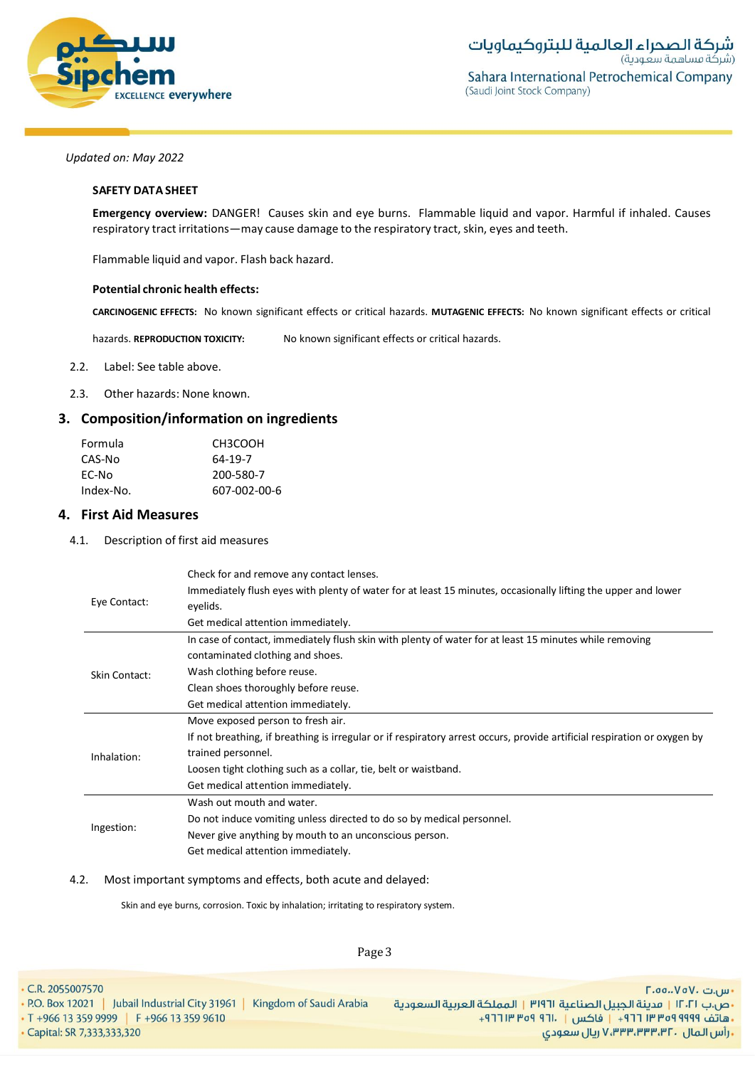*Updated on: May 2022*

**SAFETY DATA SHEET**

**Emergency overview:** DANGER! Causes skin and eye burns. Flammable liquid and vapor. Harmful if inhaled. Causes respiratory tract irritations—may cause damage to the respiratory tract, skin, eyes and teeth.

Flammable liquid and vapor. Flash back hazard.

**Potential chronic health effects:**

**CARCINOGENIC EFFECTS:** No known significant effects or critical hazards. **MUTAGENIC EFFECTS:** No known significant effects or critical hazards. **REPRODUCTION TOXICITY:** No known significant effects or critical hazards.

2.2. Label: See table above.

2.3. Other hazards: None known.

## 3. Composition/information on ingredients

| | |
|---|---|
| Formula | $CH_3COOH$ |
| CAS-No | 64-19-7 |
| EC-No | 200-580-7 |
| Index-No. | 607-002-00-6 |

## 4. First Aid Measures

4.1. Description of first aid measures

| | |
|---|---|
| Eye Contact: | Check for and remove any contact lenses.<br>Immediately flush eyes with plenty of water for at least 15 minutes, occasionally lifting the upper and lower eyelids.<br>Get medical attention immediately. |
| Skin Contact: | In case of contact, immediately flush skin with plenty of water for at least 15 minutes while removing contaminated clothing and shoes.<br>Wash clothing before reuse.<br>Clean shoes thoroughly before reuse.<br>Get medical attention immediately. |
| Inhalation: | Move exposed person to fresh air.<br>If not breathing, if breathing is irregular or if respiratory arrest occurs, provide artificial respiration or oxygen by trained personnel.<br>Loosen tight clothing such as a collar, tie, belt or waistband.<br>Get medical attention immediately. |
| Ingestion: | Wash out mouth and water.<br>Do not induce vomiting unless directed to do so by medical personnel.<br>Never give anything by mouth to an unconscious person.<br>Get medical attention immediately. |

4.2. Most important symptoms and effects, both acute and delayed:

Skin and eye burns, corrosion. Toxic by inhalation; irritating to respiratory system.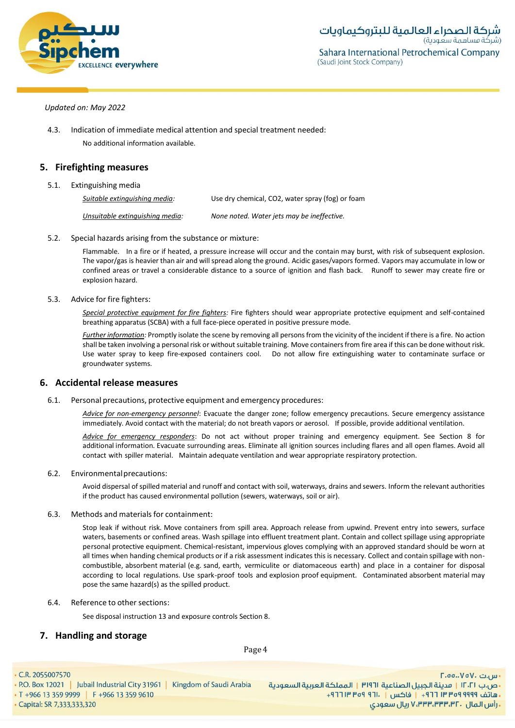*Updated on: May 2022*

4.3. Indication of immediate medical attention and special treatment needed:

No additional information available.

## 5. Firefighting measures

5.1. Extinguishing media

| | |
|---|---|
| *Suitable extinguishing media:* | Use dry chemical, CO2, water spray (fog) or foam |
| *Unsuitable extinguishing media:* | *None noted. Water jets may be ineffective.* |

5.2. Special hazards arising from the substance or mixture:

Flammable. In a fire or if heated, a pressure increase will occur and the contain may burst, with risk of subsequent explosion. The vapor/gas is heavier than air and will spread along the ground. Acidic gases/vapors formed. Vapors may accumulate in low or confined areas or travel a considerable distance to a source of ignition and flash back. Runoff to sewer may create fire or explosion hazard.

5.3. Advice for fire fighters:

*Special protective equipment for fire fighters:* Fire fighters should wear appropriate protective equipment and self-contained breathing apparatus (SCBA) with a full face-piece operated in positive pressure mode.

*Further information:* Promptly isolate the scene by removing all persons from the vicinity of the incident if there is a fire. No action shall be taken involving a personal risk or without suitable training. Move containers from fire area if this can be done without risk. Use water spray to keep fire-exposed containers cool. Do not allow fire extinguishing water to contaminate surface or groundwater systems.

## 6. Accidental release measures

6.1. Personal precautions, protective equipment and emergency procedures:

*Advice for non-emergency personnel*: Evacuate the danger zone; follow emergency precautions. Secure emergency assistance immediately. Avoid contact with the material; do not breath vapors or aerosol. If possible, provide additional ventilation.

*Advice for emergency responders*: Do not act without proper training and emergency equipment. See Section 8 for additional information. Evacuate surrounding areas. Eliminate all ignition sources including flares and all open flames. Avoid all contact with spiller material. Maintain adequate ventilation and wear appropriate respiratory protection.

6.2. Environmental precautions:

Avoid dispersal of spilled material and runoff and contact with soil, waterways, drains and sewers. Inform the relevant authorities if the product has caused environmental pollution (sewers, waterways, soil or air).

6.3. Methods and materials for containment:

Stop leak if without risk. Move containers from spill area. Approach release from upwind. Prevent entry into sewers, surface waters, basements or confined areas. Wash spillage into effluent treatment plant. Contain and collect spillage using appropriate personal protective equipment. Chemical-resistant, impervious gloves complying with an approved standard should be worn at all times when handing chemical products or if a risk assessment indicates this is necessary. Collect and contain spillage with non-combustible, absorbent material (e.g. sand, earth, vermiculite or diatomaceous earth) and place in a container for disposal according to local regulations. Use spark-proof tools and explosion proof equipment. Contaminated absorbent material may pose the same hazard(s) as the spilled product.

6.4. Reference to other sections:

See disposal instruction 13 and exposure controls Section 8.

## 7. Handling and storage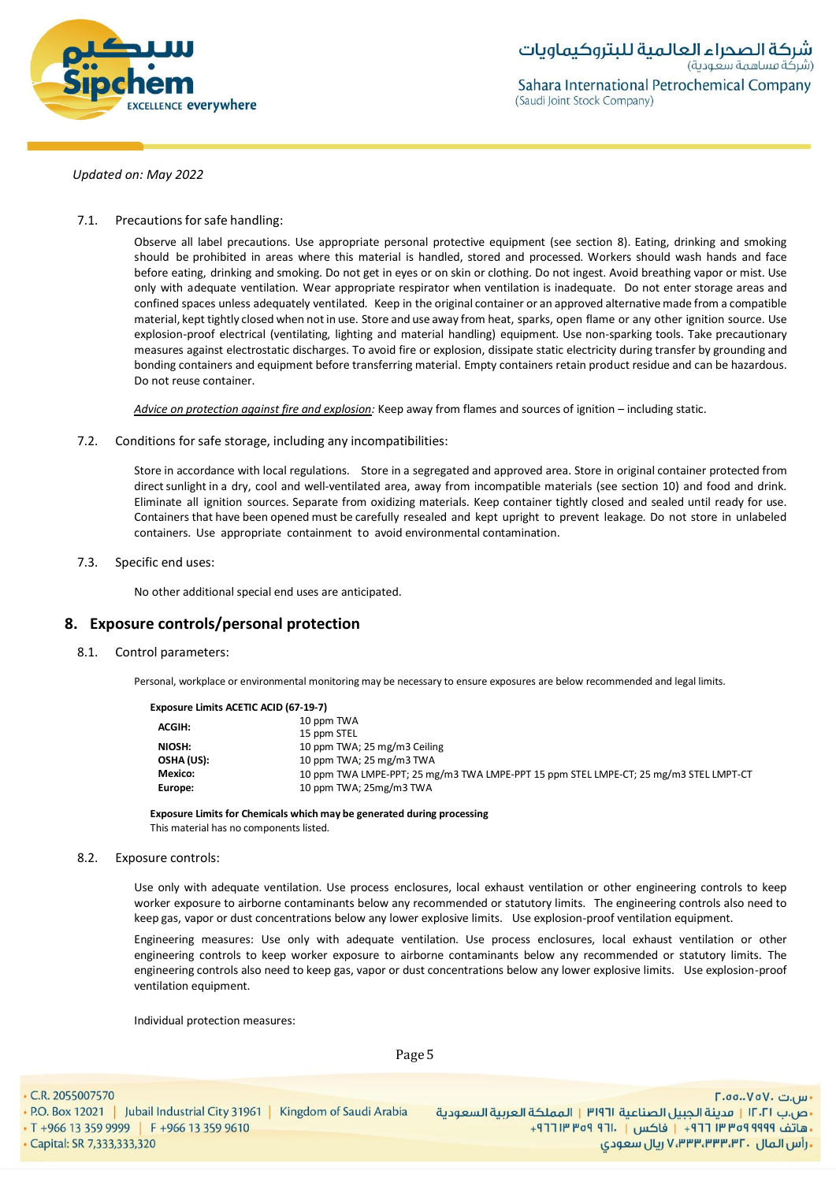*Updated on: May 2022*

7.1. Precautions for safe handling:

Observe all label precautions. Use appropriate personal protective equipment (see section 8). Eating, drinking and smoking should be prohibited in areas where this material is handled, stored and processed. Workers should wash hands and face before eating, drinking and smoking. Do not get in eyes or on skin or clothing. Do not ingest. Avoid breathing vapor or mist. Use only with adequate ventilation. Wear appropriate respirator when ventilation is inadequate. Do not enter storage areas and confined spaces unless adequately ventilated. Keep in the original container or an approved alternative made from a compatible material, kept tightly closed when not in use. Store and use away from heat, sparks, open flame or any other ignition source. Use explosion-proof electrical (ventilating, lighting and material handling) equipment. Use non-sparking tools. Take precautionary measures against electrostatic discharges. To avoid fire or explosion, dissipate static electricity during transfer by grounding and bonding containers and equipment before transferring material. Empty containers retain product residue and can be hazardous. Do not reuse container.

*Advice on protection against fire and explosion:* Keep away from flames and sources of ignition – including static.

7.2. Conditions for safe storage, including any incompatibilities:

Store in accordance with local regulations. Store in a segregated and approved area. Store in original container protected from direct sunlight in a dry, cool and well-ventilated area, away from incompatible materials (see section 10) and food and drink. Eliminate all ignition sources. Separate from oxidizing materials. Keep container tightly closed and sealed until ready for use. Containers that have been opened must be carefully resealed and kept upright to prevent leakage. Do not store in unlabeled containers. Use appropriate containment to avoid environmental contamination.

7.3. Specific end uses:

No other additional special end uses are anticipated.

## 8. Exposure controls/personal protection

8.1. Control parameters:

Personal, workplace or environmental monitoring may be necessary to ensure exposures are below recommended and legal limits.

**Exposure Limits ACETIC ACID (67-19-7)**

| | |
|---|---|
| **ACGIH:** | 10 ppm TWA<br>15 ppm STEL |
| **NIOSH:** | 10 ppm TWA; 25 mg/m3 Ceiling |
| **OSHA (US):** | 10 ppm TWA; 25 mg/m3 TWA |
| **Mexico:** | 10 ppm TWA LMPE-PPT; 25 mg/m3 TWA LMPE-PPT 15 ppm STEL LMPE-CT; 25 mg/m3 STEL LMPT-CT |
| **Europe:** | 10 ppm TWA; 25mg/m3 TWA |

**Exposure Limits for Chemicals which may be generated during processing**

This material has no components listed.

8.2. Exposure controls:

Use only with adequate ventilation. Use process enclosures, local exhaust ventilation or other engineering controls to keep worker exposure to airborne contaminants below any recommended or statutory limits. The engineering controls also need to keep gas, vapor or dust concentrations below any lower explosive limits. Use explosion-proof ventilation equipment.

Engineering measures: Use only with adequate ventilation. Use process enclosures, local exhaust ventilation or other engineering controls to keep worker exposure to airborne contaminants below any recommended or statutory limits. The engineering controls also need to keep gas, vapor or dust concentrations below any lower explosive limits. Use explosion-proof ventilation equipment.

Individual protection measures: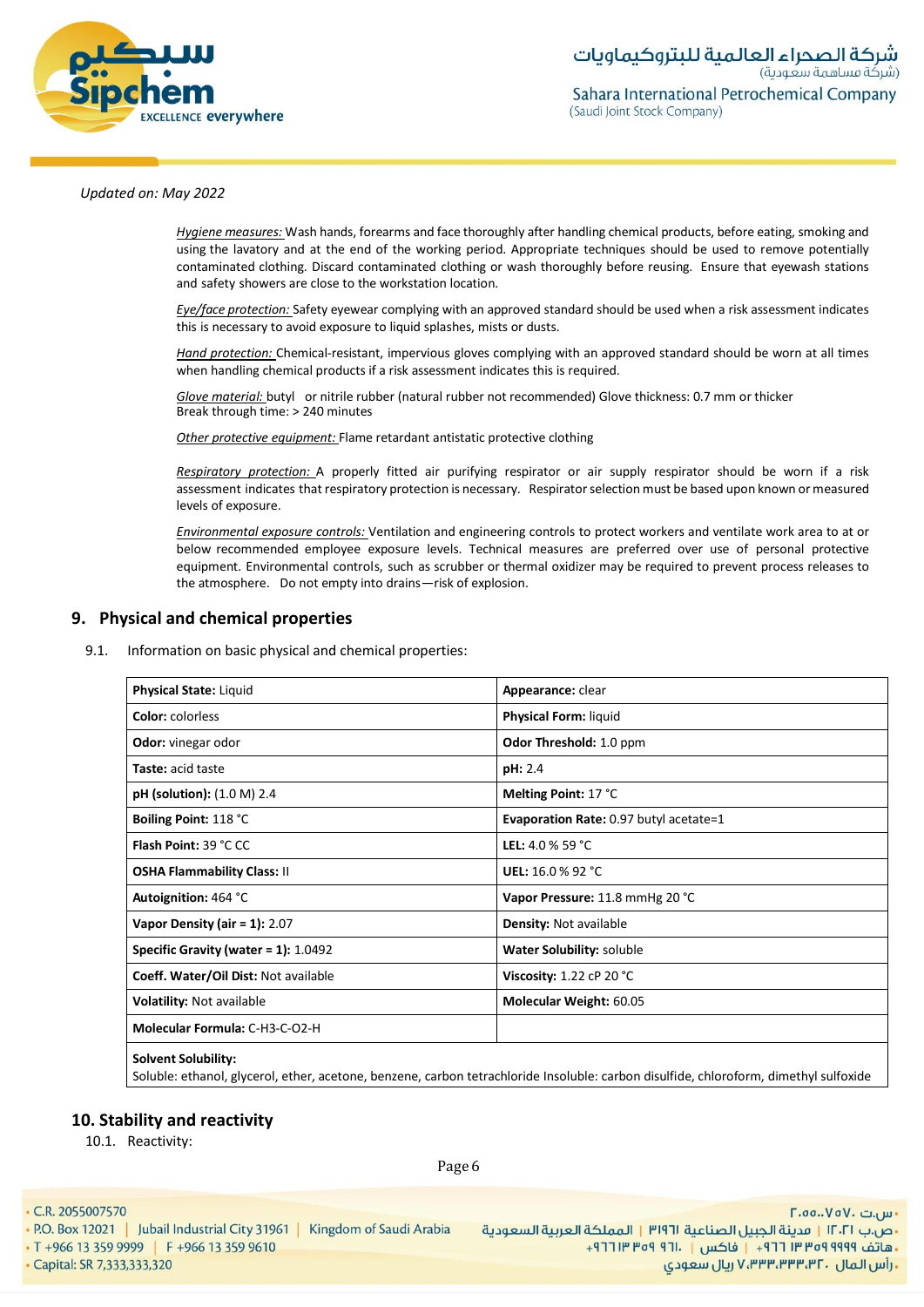*Updated on: May 2022*

*Hygiene measures:* Wash hands, forearms and face thoroughly after handling chemical products, before eating, smoking and using the lavatory and at the end of the working period. Appropriate techniques should be used to remove potentially contaminated clothing. Discard contaminated clothing or wash thoroughly before reusing. Ensure that eyewash stations and safety showers are close to the workstation location.

*Eye/face protection:* Safety eyewear complying with an approved standard should be used when a risk assessment indicates this is necessary to avoid exposure to liquid splashes, mists or dusts.

*Hand protection:* Chemical-resistant, impervious gloves complying with an approved standard should be worn at all times when handling chemical products if a risk assessment indicates this is required.

*Glove material:* butyl or nitrile rubber (natural rubber not recommended) Glove thickness: 0.7 mm or thicker
Break through time: > 240 minutes

*Other protective equipment:* Flame retardant antistatic protective clothing

*Respiratory protection:* A properly fitted air purifying respirator or air supply respirator should be worn if a risk assessment indicates that respiratory protection is necessary. Respirator selection must be based upon known or measured levels of exposure.

*Environmental exposure controls:* Ventilation and engineering controls to protect workers and ventilate work area to at or below recommended employee exposure levels. Technical measures are preferred over use of personal protective equipment. Environmental controls, such as scrubber or thermal oxidizer may be required to prevent process releases to the atmosphere. Do not empty into drains—risk of explosion.

## 9. Physical and chemical properties

9.1. Information on basic physical and chemical properties:

| | |
|---|---|
| **Physical State:** Liquid | **Appearance:** clear |
| **Color:** colorless | **Physical Form:** liquid |
| **Odor:** vinegar odor | **Odor Threshold:** 1.0 ppm |
| **Taste:** acid taste | **pH:** 2.4 |
| **pH (solution):** (1.0 M) 2.4 | **Melting Point:** 17 °C |
| **Boiling Point:** 118 °C | **Evaporation Rate:** 0.97 butyl acetate=1 |
| **Flash Point:** 39 °C CC | **LEL:** 4.0 % 59 °C |
| **OSHA Flammability Class:** II | **UEL:** 16.0 % 92 °C |
| **Autoignition:** 464 °C | **Vapor Pressure:** 11.8 mmHg 20 °C |
| **Vapor Density (air = 1):** 2.07 | **Density:** Not available |
| **Specific Gravity (water = 1):** 1.0492 | **Water Solubility:** soluble |
| **Coeff. Water/Oil Dist:** Not available | **Viscosity:** 1.22 cP 20 °C |
| **Volatility:** Not available | **Molecular Weight:** 60.05 |
| **Molecular Formula:** C-H3-C-O2-H | |
| **Solvent Solubility:** Soluble: ethanol, glycerol, ether, acetone, benzene, carbon tetrachloride Insoluble: carbon disulfide, chloroform, dimethyl sulfoxide | |

## 10. Stability and reactivity

10.1. Reactivity: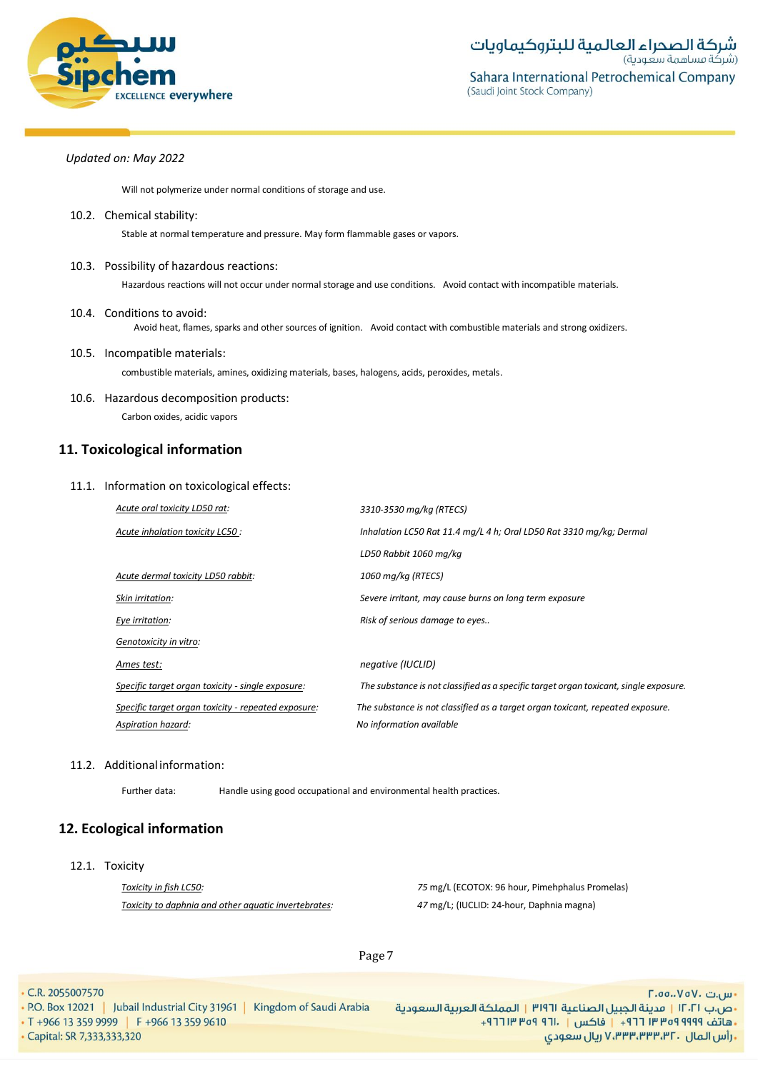Updated on: May 2022

Will not polymerize under normal conditions of storage and use.

### 10.2. Chemical stability:

Stable at normal temperature and pressure. May form flammable gases or vapors.

### 10.3. Possibility of hazardous reactions:

Hazardous reactions will not occur under normal storage and use conditions. Avoid contact with incompatible materials.

### 10.4. Conditions to avoid:

Avoid heat, flames, sparks and other sources of ignition. Avoid contact with combustible materials and strong oxidizers.

### 10.5. Incompatible materials:

combustible materials, amines, oxidizing materials, bases, halogens, acids, peroxides, metals.

### 10.6. Hazardous decomposition products:

Carbon oxides, acidic vapors

## 11. Toxicological information

### 11.1. Information on toxicological effects:

| | |
|---|---|
| *Acute oral toxicity LD50 rat:* | *3310-3530 mg/kg (RTECS)* |
| *Acute inhalation toxicity LC50 :* | *Inhalation LC50 Rat 11.4 mg/L 4 h; Oral LD50 Rat 3310 mg/kg; Dermal LD50 Rabbit 1060 mg/kg* |
| *Acute dermal toxicity LD50 rabbit:* | *1060 mg/kg (RTECS)* |
| *Skin irritation:* | *Severe irritant, may cause burns on long term exposure* |
| *Eye irritation:* | *Risk of serious damage to eyes..* |
| *Genotoxicity in vitro:* | |
| *Ames test:* | *negative (IUCLID)* |
| *Specific target organ toxicity - single exposure:* | *The substance is not classified as a specific target organ toxicant, single exposure.* |
| *Specific target organ toxicity - repeated exposure:* | *The substance is not classified as a target organ toxicant, repeated exposure.* |
| *Aspiration hazard:* | *No information available* |

### 11.2. Additional information:

Further data: Handle using good occupational and environmental health practices.

## 12. Ecological information

### 12.1. Toxicity

| | |
|---|---|
| *Toxicity in fish LC50:* | *75* mg/L (ECOTOX: 96 hour, Pimehphalus Promelas) |
| *Toxicity to daphnia and other aquatic invertebrates:* | *47* mg/L; (IUCLID: 24-hour, Daphnia magna) |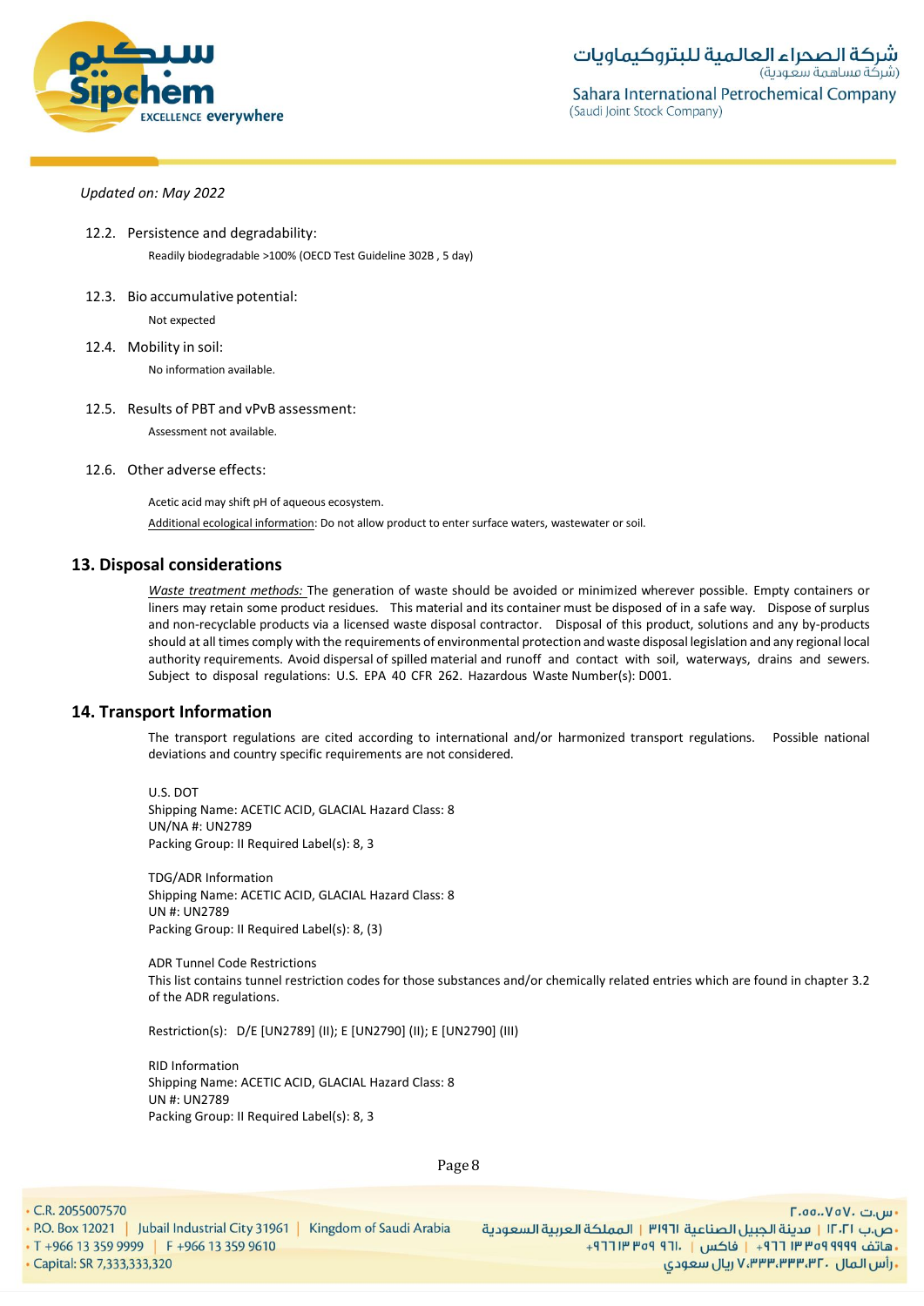*Updated on: May 2022*

12.2. Persistence and degradability:

Readily biodegradable >100% (OECD Test Guideline 302B , 5 day)

12.3. Bio accumulative potential:

Not expected

12.4. Mobility in soil:

No information available.

12.5. Results of PBT and vPvB assessment:

Assessment not available.

12.6. Other adverse effects:

Acetic acid may shift pH of aqueous ecosystem.

Additional ecological information: Do not allow product to enter surface waters, wastewater or soil.

## 13. Disposal considerations

*Waste treatment methods:* The generation of waste should be avoided or minimized wherever possible. Empty containers or liners may retain some product residues. This material and its container must be disposed of in a safe way. Dispose of surplus and non-recyclable products via a licensed waste disposal contractor. Disposal of this product, solutions and any by-products should at all times comply with the requirements of environmental protection and waste disposal legislation and any regional local authority requirements. Avoid dispersal of spilled material and runoff and contact with soil, waterways, drains and sewers. Subject to disposal regulations: U.S. EPA 40 CFR 262. Hazardous Waste Number(s): D001.

## 14. Transport Information

The transport regulations are cited according to international and/or harmonized transport regulations. Possible national deviations and country specific requirements are not considered.

U.S. DOT
Shipping Name: ACETIC ACID, GLACIAL Hazard Class: 8
UN/NA #: UN2789
Packing Group: II Required Label(s): 8, 3

TDG/ADR Information
Shipping Name: ACETIC ACID, GLACIAL Hazard Class: 8
UN #: UN2789
Packing Group: II Required Label(s): 8, (3)

ADR Tunnel Code Restrictions
This list contains tunnel restriction codes for those substances and/or chemically related entries which are found in chapter 3.2 of the ADR regulations.

Restriction(s): D/E [UN2789] (II); E [UN2790] (II); E [UN2790] (III)

RID Information
Shipping Name: ACETIC ACID, GLACIAL Hazard Class: 8
UN #: UN2789
Packing Group: II Required Label(s): 8, 3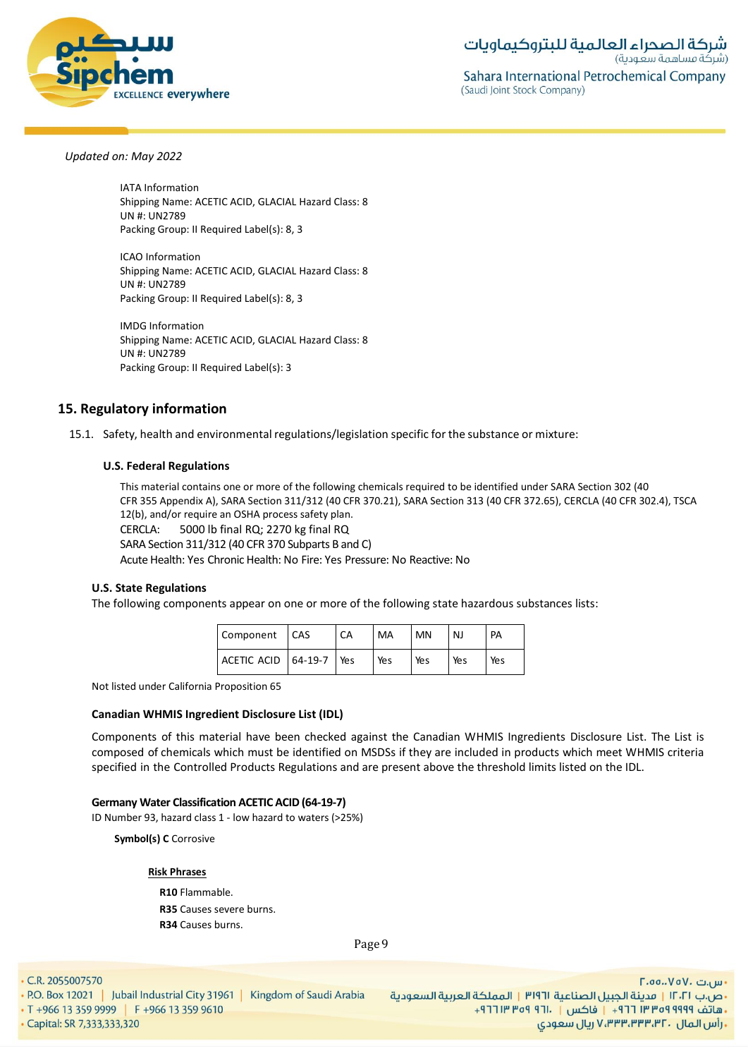*Updated on: May 2022*

IATA Information
Shipping Name: ACETIC ACID, GLACIAL Hazard Class: 8
UN #: UN2789
Packing Group: II Required Label(s): 8, 3

ICAO Information
Shipping Name: ACETIC ACID, GLACIAL Hazard Class: 8
UN #: UN2789
Packing Group: II Required Label(s): 8, 3

IMDG Information
Shipping Name: ACETIC ACID, GLACIAL Hazard Class: 8
UN #: UN2789
Packing Group: II Required Label(s): 3

## 15. Regulatory information

15.1. Safety, health and environmental regulations/legislation specific for the substance or mixture:

### U.S. Federal Regulations

This material contains one or more of the following chemicals required to be identified under SARA Section 302 (40 CFR 355 Appendix A), SARA Section 311/312 (40 CFR 370.21), SARA Section 313 (40 CFR 372.65), CERCLA (40 CFR 302.4), TSCA 12(b), and/or require an OSHA process safety plan.
CERCLA: 5000 lb final RQ; 2270 kg final RQ
SARA Section 311/312 (40 CFR 370 Subparts B and C)
Acute Health: Yes Chronic Health: No Fire: Yes Pressure: No Reactive: No

### U.S. State Regulations

The following components appear on one or more of the following state hazardous substances lists:

| Component | CAS | CA | MA | MN | NJ | PA |
|---|---|---|---|---|---|---|
| ACETIC ACID | 64-19-7 | Yes | Yes | Yes | Yes | Yes |

Not listed under California Proposition 65

### Canadian WHMIS Ingredient Disclosure List (IDL)

Components of this material have been checked against the Canadian WHMIS Ingredients Disclosure List. The List is composed of chemicals which must be identified on MSDSs if they are included in products which meet WHMIS criteria specified in the Controlled Products Regulations and are present above the threshold limits listed on the IDL.

### Germany Water Classification ACETIC ACID (64-19-7)

ID Number 93, hazard class 1 - low hazard to waters (>25%)

**Symbol(s) C** Corrosive

**Risk Phrases**

**R10** Flammable.

**R35** Causes severe burns.

**R34** Causes burns.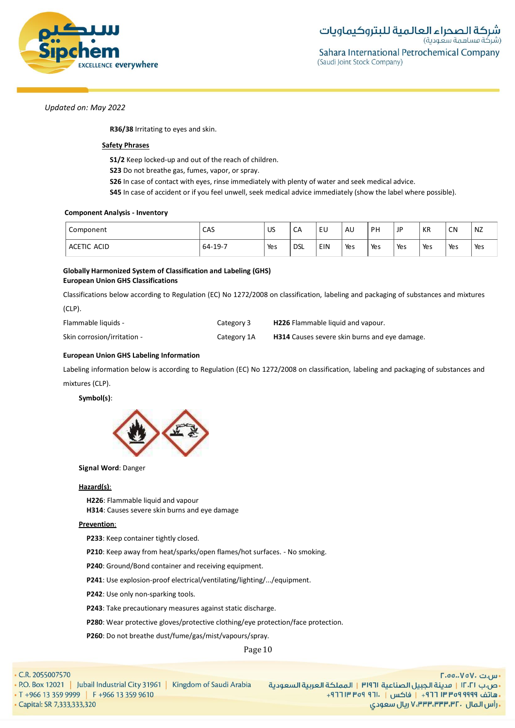Updated on: May 2022

**R36/38** Irritating to eyes and skin.

**Safety Phrases**

**S1/2** Keep locked-up and out of the reach of children.
**S23** Do not breathe gas, fumes, vapor, or spray.
**S26** In case of contact with eyes, rinse immediately with plenty of water and seek medical advice.
**S45** In case of accident or if you feel unwell, seek medical advice immediately (show the label where possible).

**Component Analysis - Inventory**

| Component | CAS | US | CA | EU | AU | PH | JP | KR | CN | NZ |
|---|---|---|---|---|---|---|---|---|---|---|
| ACETIC ACID | 64-19-7 | Yes | DSL | EIN | Yes | Yes | Yes | Yes | Yes | Yes |

**Globally Harmonized System of Classification and Labeling (GHS)**
**European Union GHS Classifications**

Classifications below according to Regulation (EC) No 1272/2008 on classification, labeling and packaging of substances and mixtures (CLP).

| | | |
|---|---|---|
| Flammable liquids - | Category 3 | **H226** Flammable liquid and vapour. |
| Skin corrosion/irritation - | Category 1A | **H314** Causes severe skin burns and eye damage. |

**European Union GHS Labeling Information**

Labeling information below is according to Regulation (EC) No 1272/2008 on classification, labeling and packaging of substances and mixtures (CLP).

**Symbol(s)**:

**Signal Word**: Danger

**Hazard(s):**

**H226**: Flammable liquid and vapour
**H314**: Causes severe skin burns and eye damage

**Prevention:**

**P233**: Keep container tightly closed.

**P210**: Keep away from heat/sparks/open flames/hot surfaces. - No smoking.

**P240**: Ground/Bond container and receiving equipment.

**P241**: Use explosion-proof electrical/ventilating/lighting/.../equipment.

**P242**: Use only non-sparking tools.

**P243**: Take precautionary measures against static discharge.

**P280**: Wear protective gloves/protective clothing/eye protection/face protection.

**P260**: Do not breathe dust/fume/gas/mist/vapours/spray.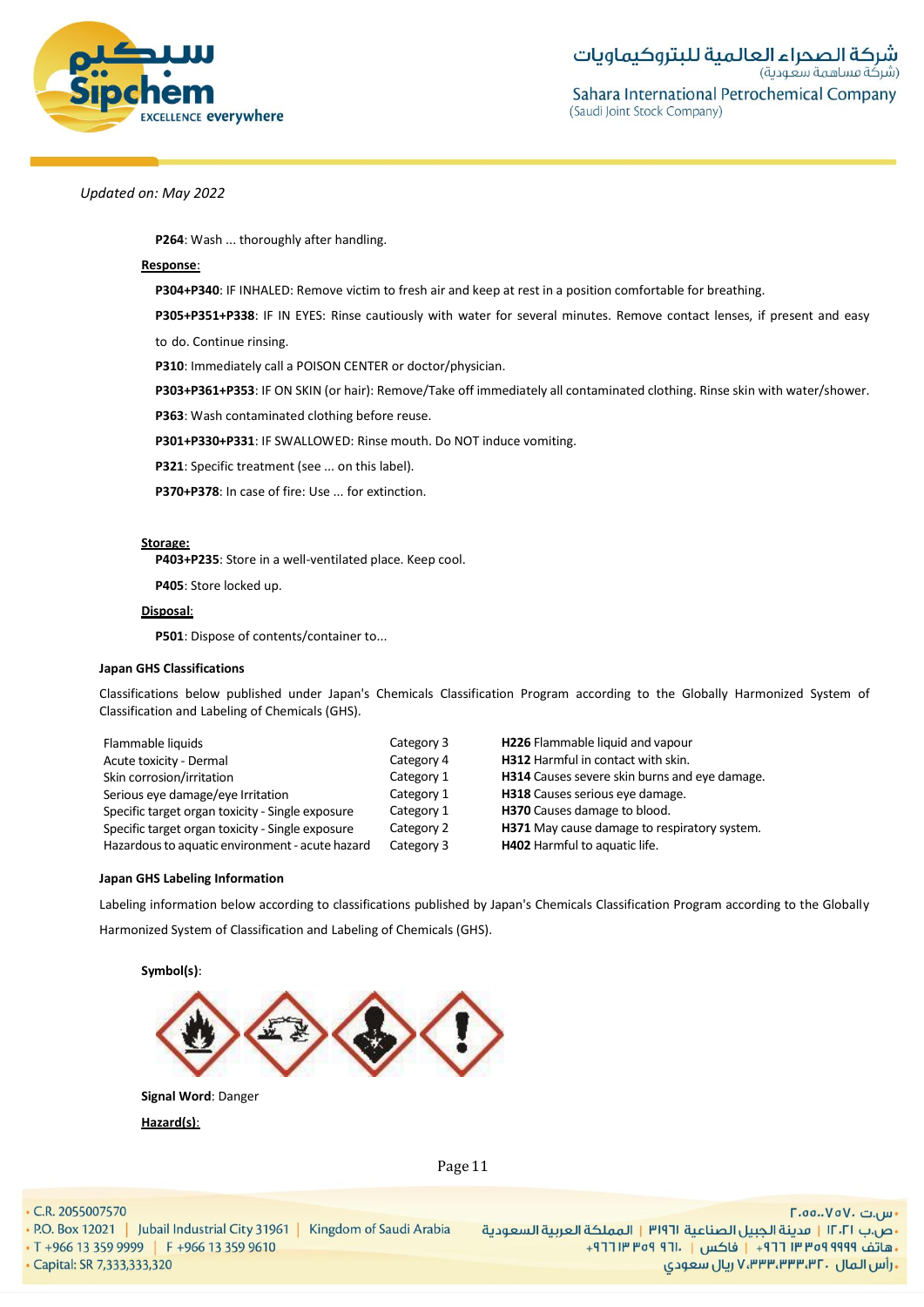*Updated on: May 2022*

**P264**: Wash ... thoroughly after handling.

**Response**:

**P304+P340**: IF INHALED: Remove victim to fresh air and keep at rest in a position comfortable for breathing.

**P305+P351+P338**: IF IN EYES: Rinse cautiously with water for several minutes. Remove contact lenses, if present and easy to do. Continue rinsing.

**P310**: Immediately call a POISON CENTER or doctor/physician.

**P303+P361+P353**: IF ON SKIN (or hair): Remove/Take off immediately all contaminated clothing. Rinse skin with water/shower.

**P363**: Wash contaminated clothing before reuse.

**P301+P330+P331**: IF SWALLOWED: Rinse mouth. Do NOT induce vomiting.

**P321**: Specific treatment (see ... on this label).

**P370+P378**: In case of fire: Use ... for extinction.

**Storage:**

**P403+P235**: Store in a well-ventilated place. Keep cool.

**P405**: Store locked up.

**Disposal**:

**P501**: Dispose of contents/container to...

**Japan GHS Classifications**

Classifications below published under Japan's Chemicals Classification Program according to the Globally Harmonized System of Classification and Labeling of Chemicals (GHS).

| | | |
|---|---|---|
| Flammable liquids | Category 3 | **H226** Flammable liquid and vapour |
| Acute toxicity - Dermal | Category 4 | **H312** Harmful in contact with skin. |
| Skin corrosion/irritation | Category 1 | **H314** Causes severe skin burns and eye damage. |
| Serious eye damage/eye Irritation | Category 1 | **H318** Causes serious eye damage. |
| Specific target organ toxicity - Single exposure | Category 1 | **H370** Causes damage to blood. |
| Specific target organ toxicity - Single exposure | Category 2 | **H371** May cause damage to respiratory system. |
| Hazardous to aquatic environment - acute hazard | Category 3 | **H402** Harmful to aquatic life. |

**Japan GHS Labeling Information**

Labeling information below according to classifications published by Japan's Chemicals Classification Program according to the Globally Harmonized System of Classification and Labeling of Chemicals (GHS).

**Symbol(s)**:

**Signal Word**: Danger

**Hazard(s)**: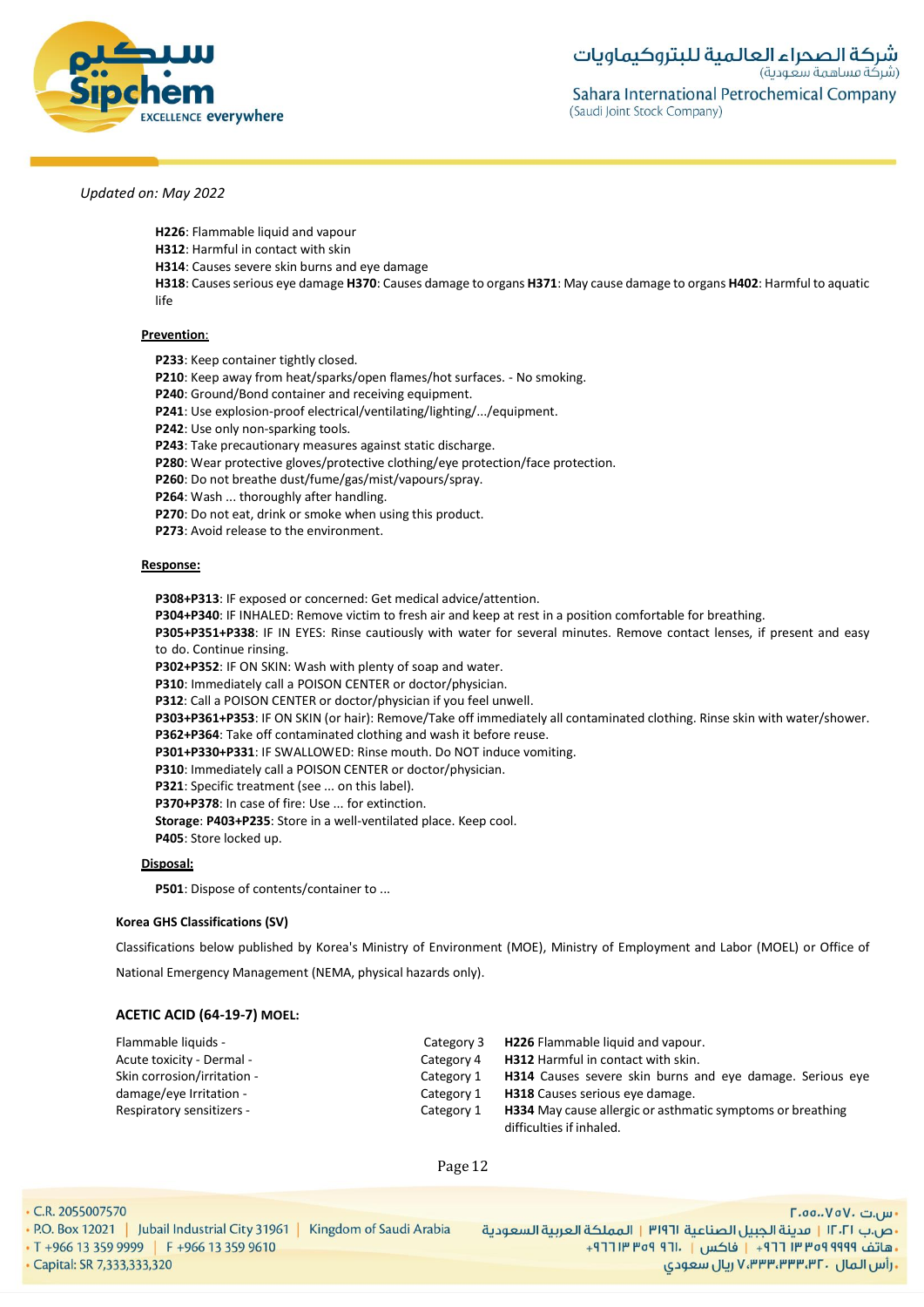*Updated on: May 2022*

**H226**: Flammable liquid and vapour
**H312**: Harmful in contact with skin
**H314**: Causes severe skin burns and eye damage
**H318**: Causes serious eye damage **H370**: Causes damage to organs **H371**: May cause damage to organs **H402**: Harmful to aquatic life

**Prevention**:

**P233**: Keep container tightly closed.
**P210**: Keep away from heat/sparks/open flames/hot surfaces. - No smoking.
**P240**: Ground/Bond container and receiving equipment.
**P241**: Use explosion-proof electrical/ventilating/lighting/.../equipment.
**P242**: Use only non-sparking tools.
**P243**: Take precautionary measures against static discharge.
**P280**: Wear protective gloves/protective clothing/eye protection/face protection.
**P260**: Do not breathe dust/fume/gas/mist/vapours/spray.
**P264**: Wash ... thoroughly after handling.
**P270**: Do not eat, drink or smoke when using this product.
**P273**: Avoid release to the environment.

**Response:**

**P308+P313**: IF exposed or concerned: Get medical advice/attention.
**P304+P340**: IF INHALED: Remove victim to fresh air and keep at rest in a position comfortable for breathing.
**P305+P351+P338**: IF IN EYES: Rinse cautiously with water for several minutes. Remove contact lenses, if present and easy to do. Continue rinsing.
**P302+P352**: IF ON SKIN: Wash with plenty of soap and water.
**P310**: Immediately call a POISON CENTER or doctor/physician.
**P312**: Call a POISON CENTER or doctor/physician if you feel unwell.
**P303+P361+P353**: IF ON SKIN (or hair): Remove/Take off immediately all contaminated clothing. Rinse skin with water/shower.
**P362+P364**: Take off contaminated clothing and wash it before reuse.
**P301+P330+P331**: IF SWALLOWED: Rinse mouth. Do NOT induce vomiting.
**P310**: Immediately call a POISON CENTER or doctor/physician.
**P321**: Specific treatment (see ... on this label).
**P370+P378**: In case of fire: Use ... for extinction.
**Storage**: **P403+P235**: Store in a well-ventilated place. Keep cool.
**P405**: Store locked up.

**Disposal:**

**P501**: Dispose of contents/container to ...

**Korea GHS Classifications (SV)**

Classifications below published by Korea's Ministry of Environment (MOE), Ministry of Employment and Labor (MOEL) or Office of National Emergency Management (NEMA, physical hazards only).

**ACETIC ACID (64-19-7) MOEL:**

| | | |
|---|---|---|
| Flammable liquids - | Category 3 | **H226** Flammable liquid and vapour. |
| Acute toxicity - Dermal - | Category 4 | **H312** Harmful in contact with skin. |
| Skin corrosion/irritation - | Category 1 | **H314** Causes severe skin burns and eye damage. Serious eye |
| damage/eye Irritation - | Category 1 | **H318** Causes serious eye damage. |
| Respiratory sensitizers - | Category 1 | **H334** May cause allergic or asthmatic symptoms or breathing difficulties if inhaled. |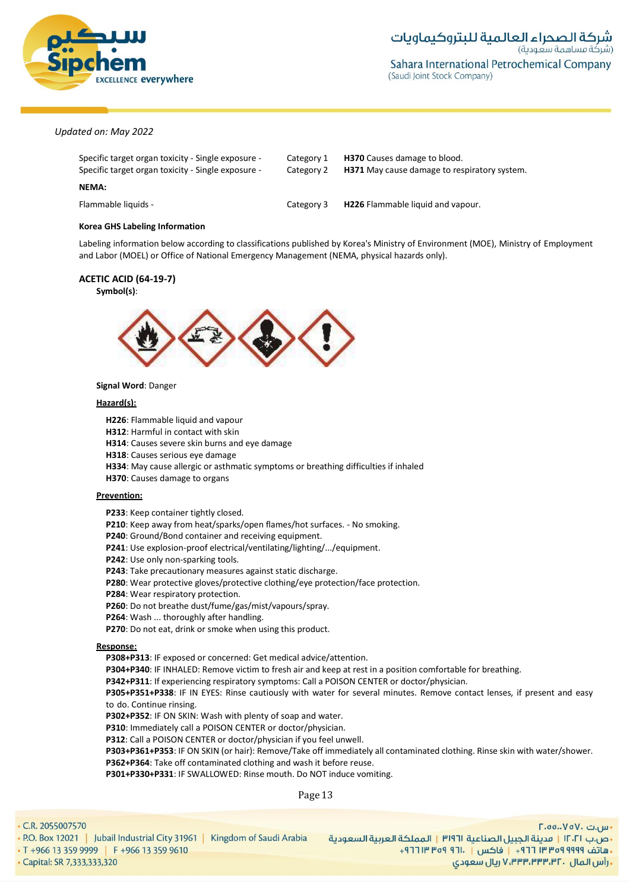*Updated on: May 2022*

| | | |
|---|---|---|
| Specific target organ toxicity - Single exposure - | Category 1 | **H370** Causes damage to blood. |
| Specific target organ toxicity - Single exposure - | Category 2 | **H371** May cause damage to respiratory system. |
| **NEMA:** | | |
| Flammable liquids - | Category 3 | **H226** Flammable liquid and vapour. |

**Korea GHS Labeling Information**

Labeling information below according to classifications published by Korea's Ministry of Environment (MOE), Ministry of Employment and Labor (MOEL) or Office of National Emergency Management (NEMA, physical hazards only).

**ACETIC ACID (64-19-7)**

**Symbol(s)**:

**Signal Word**: Danger

**Hazard(s):**

**H226**: Flammable liquid and vapour
**H312**: Harmful in contact with skin
**H314**: Causes severe skin burns and eye damage
**H318**: Causes serious eye damage
**H334**: May cause allergic or asthmatic symptoms or breathing difficulties if inhaled
**H370**: Causes damage to organs

**Prevention:**

**P233**: Keep container tightly closed.
**P210**: Keep away from heat/sparks/open flames/hot surfaces. - No smoking.
**P240**: Ground/Bond container and receiving equipment.
**P241**: Use explosion-proof electrical/ventilating/lighting/.../equipment.
**P242**: Use only non-sparking tools.
**P243**: Take precautionary measures against static discharge.
**P280**: Wear protective gloves/protective clothing/eye protection/face protection.
**P284**: Wear respiratory protection.
**P260**: Do not breathe dust/fume/gas/mist/vapours/spray.
**P264**: Wash ... thoroughly after handling.
**P270**: Do not eat, drink or smoke when using this product.

**Response:**

**P308+P313**: IF exposed or concerned: Get medical advice/attention.
**P304+P340**: IF INHALED: Remove victim to fresh air and keep at rest in a position comfortable for breathing.
**P342+P311**: If experiencing respiratory symptoms: Call a POISON CENTER or doctor/physician.
**P305+P351+P338**: IF IN EYES: Rinse cautiously with water for several minutes. Remove contact lenses, if present and easy to do. Continue rinsing.
**P302+P352**: IF ON SKIN: Wash with plenty of soap and water.
**P310**: Immediately call a POISON CENTER or doctor/physician.
**P312**: Call a POISON CENTER or doctor/physician if you feel unwell.
**P303+P361+P353**: IF ON SKIN (or hair): Remove/Take off immediately all contaminated clothing. Rinse skin with water/shower.
**P362+P364**: Take off contaminated clothing and wash it before reuse.
**P301+P330+P331**: IF SWALLOWED: Rinse mouth. Do NOT induce vomiting.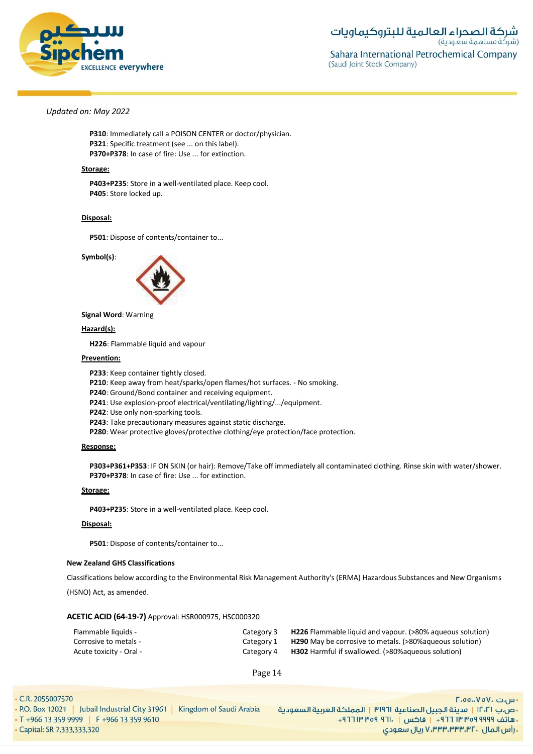*Updated on: May 2022*

**P310**: Immediately call a POISON CENTER or doctor/physician.
**P321**: Specific treatment (see ... on this label).
**P370+P378**: In case of fire: Use ... for extinction.

**Storage:**

**P403+P235**: Store in a well-ventilated place. Keep cool.
**P405**: Store locked up.

**Disposal:**

**P501**: Dispose of contents/container to...

**Symbol(s)**:

**Signal Word**: Warning

**Hazard(s):**

**H226**: Flammable liquid and vapour

**Prevention:**

**P233**: Keep container tightly closed.
**P210**: Keep away from heat/sparks/open flames/hot surfaces. - No smoking.
**P240**: Ground/Bond container and receiving equipment.
**P241**: Use explosion-proof electrical/ventilating/lighting/.../equipment.
**P242**: Use only non-sparking tools.
**P243**: Take precautionary measures against static discharge.
**P280**: Wear protective gloves/protective clothing/eye protection/face protection.

**Response:**

**P303+P361+P353**: IF ON SKIN (or hair): Remove/Take off immediately all contaminated clothing. Rinse skin with water/shower.
**P370+P378**: In case of fire: Use ... for extinction.

**Storage:**

**P403+P235**: Store in a well-ventilated place. Keep cool.

**Disposal:**

**P501**: Dispose of contents/container to...

**New Zealand GHS Classifications**

Classifications below according to the Environmental Risk Management Authority's (ERMA) Hazardous Substances and New Organisms (HSNO) Act, as amended.

**ACETIC ACID (64-19-7)** Approval: HSR000975, HSC000320

| | | |
|---|---|---|
| Flammable liquids - | Category 3 | **H226** Flammable liquid and vapour. (>80% aqueous solution) |
| Corrosive to metals - | Category 1 | **H290** May be corrosive to metals. (>80%aqueous solution) |
| Acute toxicity - Oral - | Category 4 | **H302** Harmful if swallowed. (>80%aqueous solution) |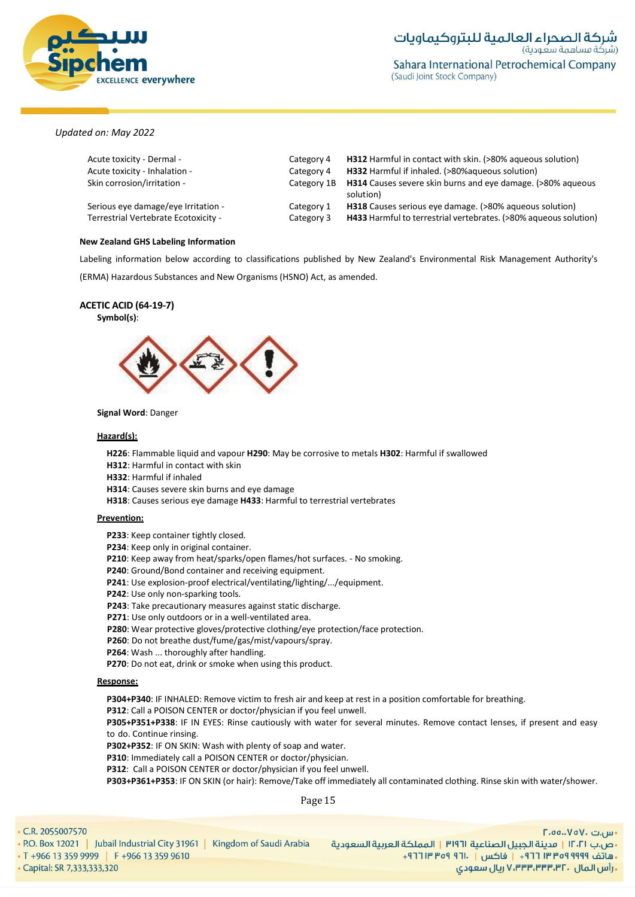*Updated on: May 2022*

| | | |
|---|---|---|
| Acute toxicity - Dermal - | Category 4 | **H312** Harmful in contact with skin. (>80% aqueous solution) |
| Acute toxicity - Inhalation - | Category 4 | **H332** Harmful if inhaled. (>80%aqueous solution) |
| Skin corrosion/irritation - | Category 1B | **H314** Causes severe skin burns and eye damage. (>80% aqueous solution) |
| Serious eye damage/eye Irritation - | Category 1 | **H318** Causes serious eye damage. (>80% aqueous solution) |
| Terrestrial Vertebrate Ecotoxicity - | Category 3 | **H433** Harmful to terrestrial vertebrates. (>80% aqueous solution) |

**New Zealand GHS Labeling Information**

Labeling information below according to classifications published by New Zealand's Environmental Risk Management Authority's (ERMA) Hazardous Substances and New Organisms (HSNO) Act, as amended.

**ACETIC ACID (64-19-7)**

**Symbol(s)**:

**Signal Word**: Danger

**Hazard(s):**

**H226**: Flammable liquid and vapour **H290**: May be corrosive to metals **H302**: Harmful if swallowed
**H312**: Harmful in contact with skin
**H332**: Harmful if inhaled
**H314**: Causes severe skin burns and eye damage
**H318**: Causes serious eye damage **H433**: Harmful to terrestrial vertebrates

**Prevention:**

**P233**: Keep container tightly closed.
**P234**: Keep only in original container.
**P210**: Keep away from heat/sparks/open flames/hot surfaces. - No smoking.
**P240**: Ground/Bond container and receiving equipment.
**P241**: Use explosion-proof electrical/ventilating/lighting/.../equipment.
**P242**: Use only non-sparking tools.
**P243**: Take precautionary measures against static discharge.
**P271**: Use only outdoors or in a well-ventilated area.
**P280**: Wear protective gloves/protective clothing/eye protection/face protection.
**P260**: Do not breathe dust/fume/gas/mist/vapours/spray.
**P264**: Wash ... thoroughly after handling.
**P270**: Do not eat, drink or smoke when using this product.

**Response:**

**P304+P340**: IF INHALED: Remove victim to fresh air and keep at rest in a position comfortable for breathing.
**P312**: Call a POISON CENTER or doctor/physician if you feel unwell.
**P305+P351+P338**: IF IN EYES: Rinse cautiously with water for several minutes. Remove contact lenses, if present and easy to do. Continue rinsing.
**P302+P352**: IF ON SKIN: Wash with plenty of soap and water.
**P310**: Immediately call a POISON CENTER or doctor/physician.
**P312**: Call a POISON CENTER or doctor/physician if you feel unwell.
**P303+P361+P353**: IF ON SKIN (or hair): Remove/Take off immediately all contaminated clothing. Rinse skin with water/shower.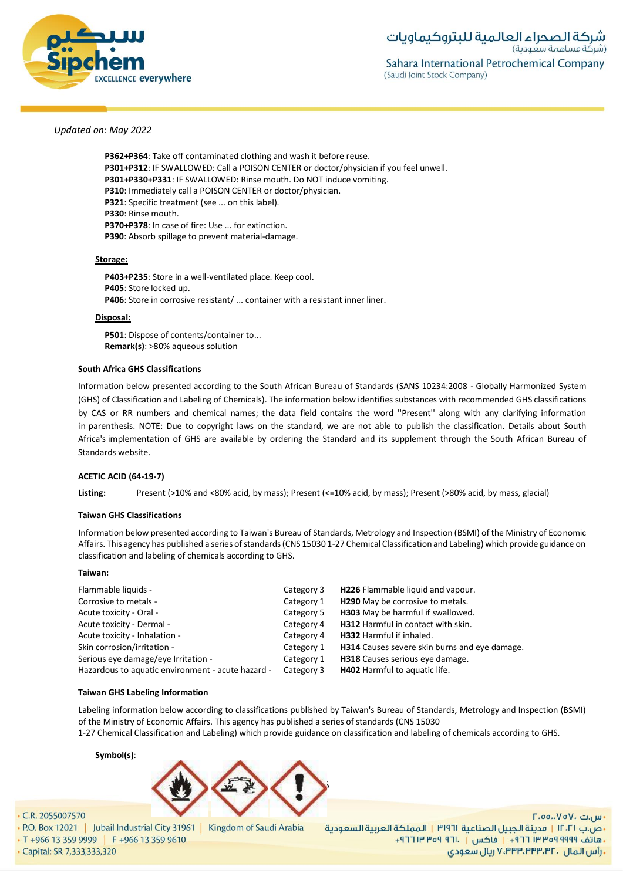*Updated on: May 2022*

**P362+P364**: Take off contaminated clothing and wash it before reuse.
**P301+P312**: IF SWALLOWED: Call a POISON CENTER or doctor/physician if you feel unwell.
**P301+P330+P331**: IF SWALLOWED: Rinse mouth. Do NOT induce vomiting.
**P310**: Immediately call a POISON CENTER or doctor/physician.
**P321**: Specific treatment (see ... on this label).
**P330**: Rinse mouth.
**P370+P378**: In case of fire: Use ... for extinction.
**P390**: Absorb spillage to prevent material-damage.

**Storage:**

**P403+P235**: Store in a well-ventilated place. Keep cool.
**P405**: Store locked up.
**P406**: Store in corrosive resistant/ ... container with a resistant inner liner.

**Disposal:**

**P501**: Dispose of contents/container to...
**Remark(s)**: >80% aqueous solution

**South Africa GHS Classifications**

Information below presented according to the South African Bureau of Standards (SANS 10234:2008 - Globally Harmonized System (GHS) of Classification and Labeling of Chemicals). The information below identifies substances with recommended GHS classifications by CAS or RR numbers and chemical names; the data field contains the word ''Present'' along with any clarifying information in parenthesis. NOTE: Due to copyright laws on the standard, we are not able to publish the classification. Details about South Africa's implementation of GHS are available by ordering the Standard and its supplement through the South African Bureau of Standards website.

**ACETIC ACID (64-19-7)**

**Listing:** Present (>10% and <80% acid, by mass); Present (<=10% acid, by mass); Present (>80% acid, by mass, glacial)

**Taiwan GHS Classifications**

Information below presented according to Taiwan's Bureau of Standards, Metrology and Inspection (BSMI) of the Ministry of Economic Affairs. This agency has published a series of standards (CNS 15030 1-27 Chemical Classification and Labeling) which provide guidance on classification and labeling of chemicals according to GHS.

**Taiwan:**

| | | |
|---|---|---|
| Flammable liquids - | Category 3 | **H226** Flammable liquid and vapour. |
| Corrosive to metals - | Category 1 | **H290** May be corrosive to metals. |
| Acute toxicity - Oral - | Category 5 | **H303** May be harmful if swallowed. |
| Acute toxicity - Dermal - | Category 4 | **H312** Harmful in contact with skin. |
| Acute toxicity - Inhalation - | Category 4 | **H332** Harmful if inhaled. |
| Skin corrosion/irritation - | Category 1 | **H314** Causes severe skin burns and eye damage. |
| Serious eye damage/eye Irritation - | Category 1 | **H318** Causes serious eye damage. |
| Hazardous to aquatic environment - acute hazard - | Category 3 | **H402** Harmful to aquatic life. |

**Taiwan GHS Labeling Information**

Labeling information below according to classifications published by Taiwan's Bureau of Standards, Metrology and Inspection (BSMI) of the Ministry of Economic Affairs. This agency has published a series of standards (CNS 15030 1-27 Chemical Classification and Labeling) which provide guidance on classification and labeling of chemicals according to GHS.

**Symbol(s)**: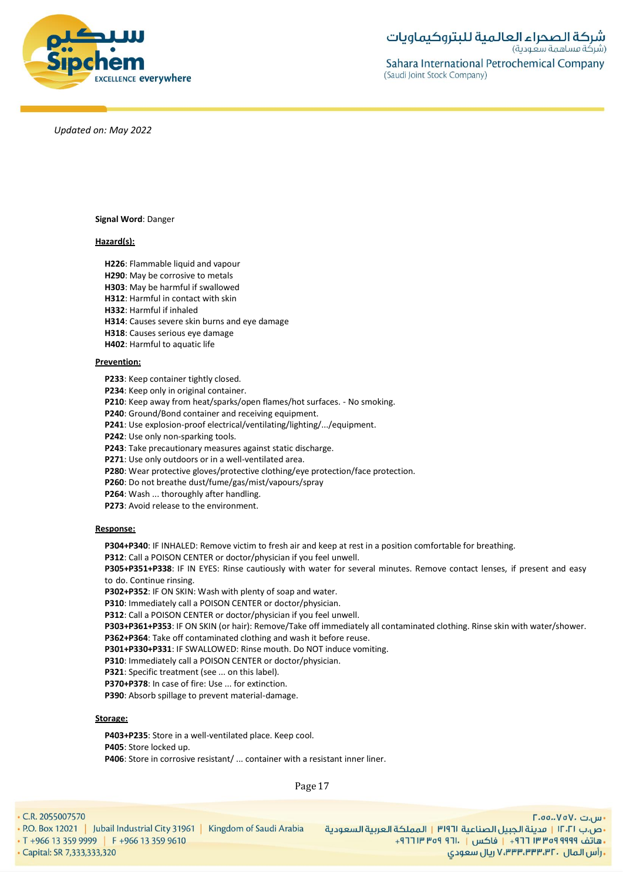*Updated on: May 2022*

**Signal Word**: Danger

**Hazard(s):**

**H226**: Flammable liquid and vapour
**H290**: May be corrosive to metals
**H303**: May be harmful if swallowed
**H312**: Harmful in contact with skin
**H332**: Harmful if inhaled
**H314**: Causes severe skin burns and eye damage
**H318**: Causes serious eye damage
**H402**: Harmful to aquatic life

**Prevention:**

**P233**: Keep container tightly closed.
**P234**: Keep only in original container.
**P210**: Keep away from heat/sparks/open flames/hot surfaces. - No smoking.
**P240**: Ground/Bond container and receiving equipment.
**P241**: Use explosion-proof electrical/ventilating/lighting/.../equipment.
**P242**: Use only non-sparking tools.
**P243**: Take precautionary measures against static discharge.
**P271**: Use only outdoors or in a well-ventilated area.
**P280**: Wear protective gloves/protective clothing/eye protection/face protection.
**P260**: Do not breathe dust/fume/gas/mist/vapours/spray
**P264**: Wash ... thoroughly after handling.
**P273**: Avoid release to the environment.

**Response:**

**P304+P340**: IF INHALED: Remove victim to fresh air and keep at rest in a position comfortable for breathing.
**P312**: Call a POISON CENTER or doctor/physician if you feel unwell.
**P305+P351+P338**: IF IN EYES: Rinse cautiously with water for several minutes. Remove contact lenses, if present and easy to do. Continue rinsing.
**P302+P352**: IF ON SKIN: Wash with plenty of soap and water.
**P310**: Immediately call a POISON CENTER or doctor/physician.
**P312**: Call a POISON CENTER or doctor/physician if you feel unwell.
**P303+P361+P353**: IF ON SKIN (or hair): Remove/Take off immediately all contaminated clothing. Rinse skin with water/shower.
**P362+P364**: Take off contaminated clothing and wash it before reuse.
**P301+P330+P331**: IF SWALLOWED: Rinse mouth. Do NOT induce vomiting.
**P310**: Immediately call a POISON CENTER or doctor/physician.
**P321**: Specific treatment (see ... on this label).
**P370+P378**: In case of fire: Use ... for extinction.
**P390**: Absorb spillage to prevent material-damage.

**Storage:**

**P403+P235**: Store in a well-ventilated place. Keep cool.
**P405**: Store locked up.
**P406**: Store in corrosive resistant/ ... container with a resistant inner liner.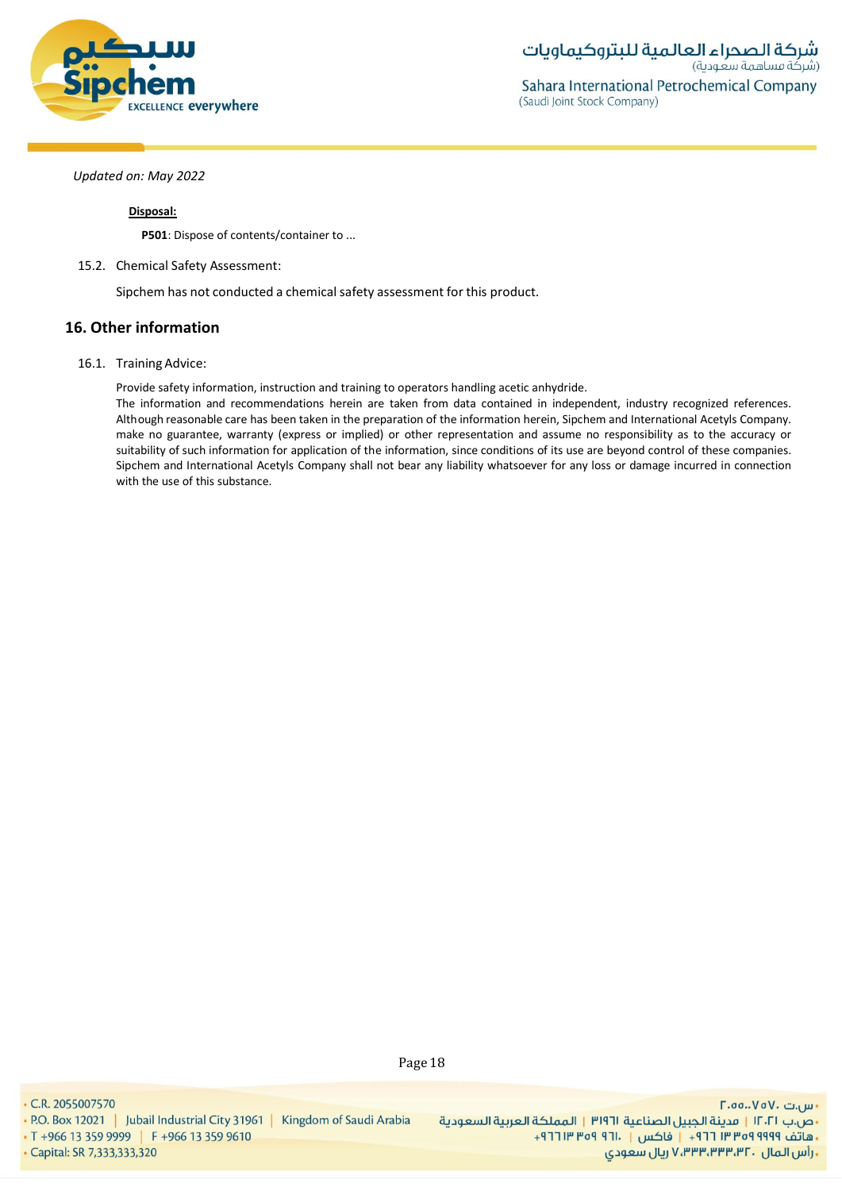*Updated on: May 2022*

**Disposal:**

**P501**: Dispose of contents/container to ...

15.2. Chemical Safety Assessment:

Sipchem has not conducted a chemical safety assessment for this product.

## 16. Other information

16.1. Training Advice:

Provide safety information, instruction and training to operators handling acetic anhydride.
The information and recommendations herein are taken from data contained in independent, industry recognized references. Although reasonable care has been taken in the preparation of the information herein, Sipchem and International Acetyls Company. make no guarantee, warranty (express or implied) or other representation and assume no responsibility as to the accuracy or suitability of such information for application of the information, since conditions of its use are beyond control of these companies. Sipchem and International Acetyls Company shall not bear any liability whatsoever for any loss or damage incurred in connection with the use of this substance.